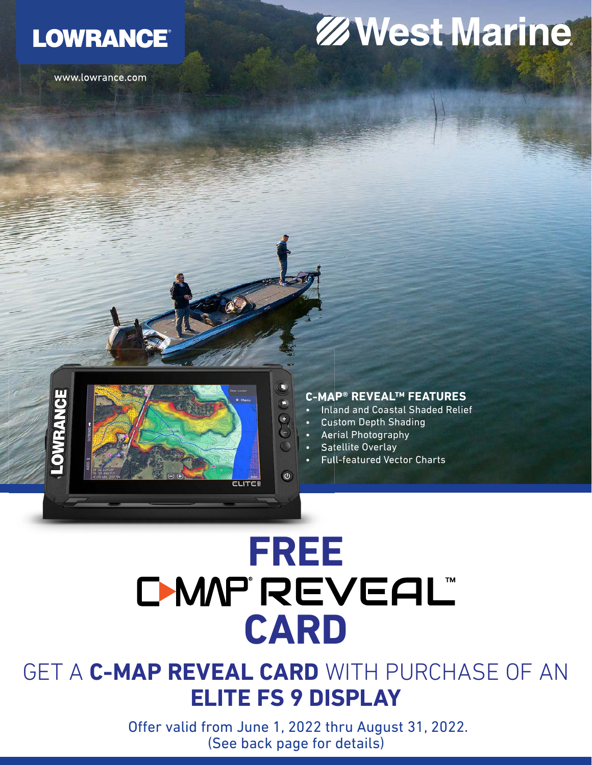LOWRANCE®

West Marine

www.lowrance.com

### C-MAP® REVEAL™ FEATURES

- Inland and Coastal Shaded Relief
- Custom Depth Shading
- Aerial Photography
- Satellite Overlay
- Full-featured Vector Charts

# FREE C-MAP® REVEAL™ CARD

## GET A **C-MAP REVEAL CARD** WITH PURCHASE OF AN **ELITE FS 9 DISPLAY**

Offer valid from June 1, 2022 thru August 31, 2022.
(See back page for details)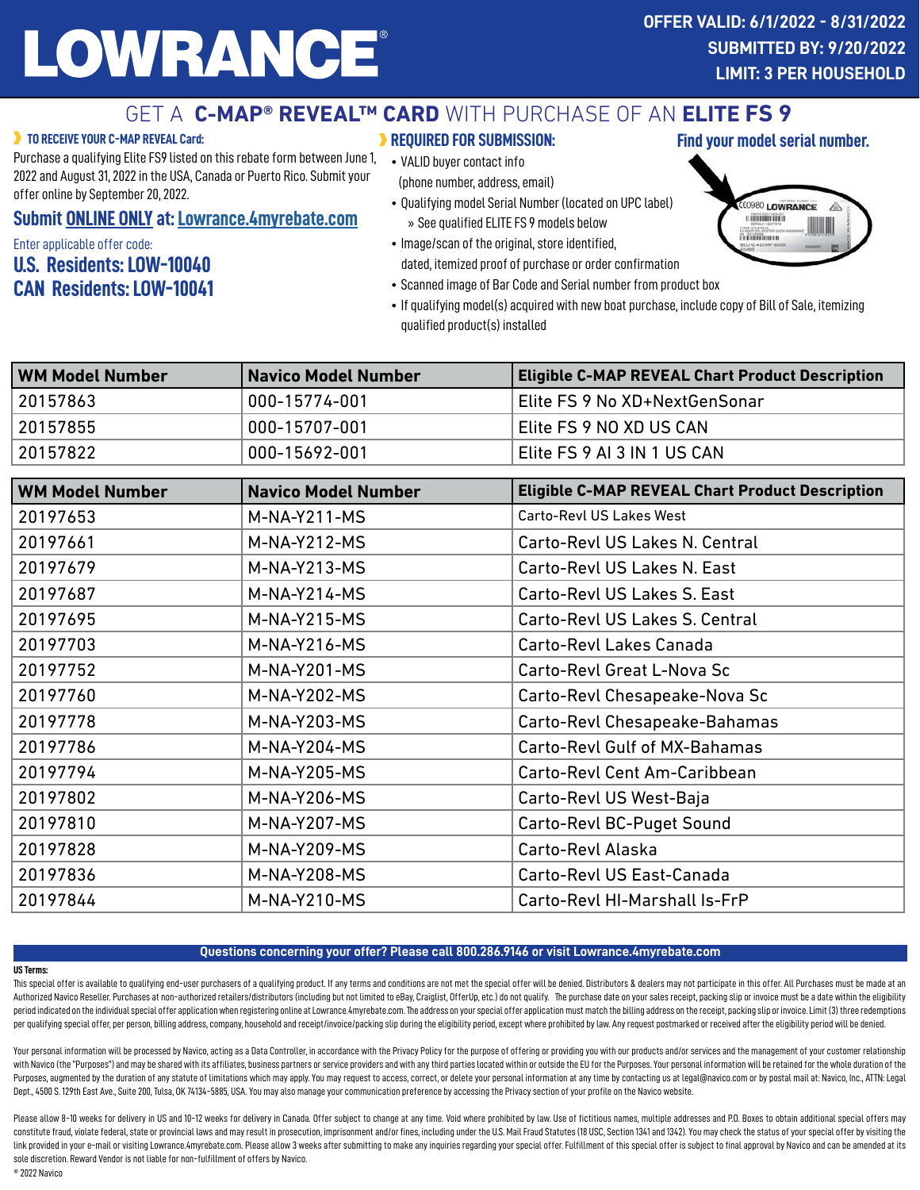# LOWRANCE®

**OFFER VALID: 6/1/2022 - 8/31/2022**
**SUBMITTED BY: 9/20/2022**
**LIMIT: 3 PER HOUSEHOLD**

## GET A **C-MAP® REVEAL™ CARD** WITH PURCHASE OF AN **ELITE FS 9**

### TO RECEIVE YOUR C-MAP REVEAL Card:

Purchase a qualifying Elite FS9 listed on this rebate form between June 1, 2022 and August 31, 2022 in the USA, Canada or Puerto Rico. Submit your offer online by September 20, 2022.

**Submit ONLINE ONLY at: Lowrance.4myrebate.com**

Enter applicable offer code:

**U.S. Residents: LOW-10040**
**CAN Residents: LOW-10041**

### REQUIRED FOR SUBMISSION:

- VALID buyer contact info (phone number, address, email)
- Qualifying model Serial Number (located on UPC label)
  - » See qualified ELITE FS 9 models below
- Image/scan of the original, store identified, dated, itemized proof of purchase or order confirmation
- Scanned image of Bar Code and Serial number from product box
- If qualifying model(s) acquired with new boat purchase, include copy of Bill of Sale, itemizing qualified product(s) installed

**Find your model serial number.**

| WM Model Number | Navico Model Number | Eligible C-MAP REVEAL Chart Product Description |
|---|---|---|
| 20157863 | 000-15774-001 | Elite FS 9 No XD+NextGenSonar |
| 20157855 | 000-15707-001 | Elite FS 9 NO XD US CAN |
| 20157822 | 000-15692-001 | Elite FS 9 AI 3 IN 1 US CAN |

| WM Model Number | Navico Model Number | Eligible C-MAP REVEAL Chart Product Description |
|---|---|---|
| 20197653 | M-NA-Y211-MS | Carto-Revl US Lakes West |
| 20197661 | M-NA-Y212-MS | Carto-Revl US Lakes N. Central |
| 20197679 | M-NA-Y213-MS | Carto-Revl US Lakes N. East |
| 20197687 | M-NA-Y214-MS | Carto-Revl US Lakes S. East |
| 20197695 | M-NA-Y215-MS | Carto-Revl US Lakes S. Central |
| 20197703 | M-NA-Y216-MS | Carto-Revl Lakes Canada |
| 20197752 | M-NA-Y201-MS | Carto-Revl Great L-Nova Sc |
| 20197760 | M-NA-Y202-MS | Carto-Revl Chesapeake-Nova Sc |
| 20197778 | M-NA-Y203-MS | Carto-Revl Chesapeake-Bahamas |
| 20197786 | M-NA-Y204-MS | Carto-Revl Gulf of MX-Bahamas |
| 20197794 | M-NA-Y205-MS | Carto-Revl Cent Am-Caribbean |
| 20197802 | M-NA-Y206-MS | Carto-Revl US West-Baja |
| 20197810 | M-NA-Y207-MS | Carto-Revl BC-Puget Sound |
| 20197828 | M-NA-Y209-MS | Carto-Revl Alaska |
| 20197836 | M-NA-Y208-MS | Carto-Revl US East-Canada |
| 20197844 | M-NA-Y210-MS | Carto-Revl HI-Marshall Is-FrP |

**Questions concerning your offer? Please call 800.286.9146 or visit Lowrance.4myrebate.com**

**US Terms:**

This special offer is available to qualifying end-user purchasers of a qualifying product. If any terms and conditions are not met the special offer will be denied. Distributors & dealers may not participate in this offer. All Purchases must be made at an Authorized Navico Reseller. Purchases at non-authorized retailers/distributors (including but not limited to eBay, Craiglist, OfferUp, etc.) do not qualify. The purchase date on your sales receipt, packing slip or invoice must be a date within the eligibility period indicated on the individual special offer application when registering online at Lowrance.4myrebate.com. The address on your special offer application must match the billing address on the receipt, packing slip or invoice. Limit (3) three redemptions per qualifying special offer, per person, billing address, company, household and receipt/invoice/packing slip during the eligibility period, except where prohibited by law. Any request postmarked or received after the eligibility period will be denied.

Your personal information will be processed by Navico, acting as a Data Controller, in accordance with the Privacy Policy for the purpose of offering or providing you with our products and/or services and the management of your customer relationship with Navico (the "Purposes") and may be shared with its affiliates, business partners or service providers and with any third parties located within or outside the EU for the Purposes. Your personal information will be retained for the whole duration of the Purposes, augmented by the duration of any statute of limitations which may apply. You may request to access, correct, or delete your personal information at any time by contacting us at legal@navico.com or by postal mail at: Navico, Inc., ATTN: Legal Dept., 4500 S. 129th East Ave., Suite 200, Tulsa, OK 74134-5885, USA. You may also manage your communication preference by accessing the Privacy section of your profile on the Navico website.

Please allow 8-10 weeks for delivery in US and 10-12 weeks for delivery in Canada. Offer subject to change at any time. Void where prohibited by law. Use of fictitious names, multiple addresses and P.O. Boxes to obtain additional special offers may constitute fraud, violate federal, state or provincial laws and may result in prosecution, imprisonment and/or fines, including under the U.S. Mail Fraud Statutes (18 USC, Section 1341 and 1342). You may check the status of your special offer by visiting the link provided in your e-mail or visiting Lowrance.4myrebate.com. Please allow 3 weeks after submitting to make any inquiries regarding your special offer. Fulfillment of this special offer is subject to final approval by Navico and can be amended at its sole discretion. Reward Vendor is not liable for non-fulfillment of offers by Navico.

® 2022 Navico